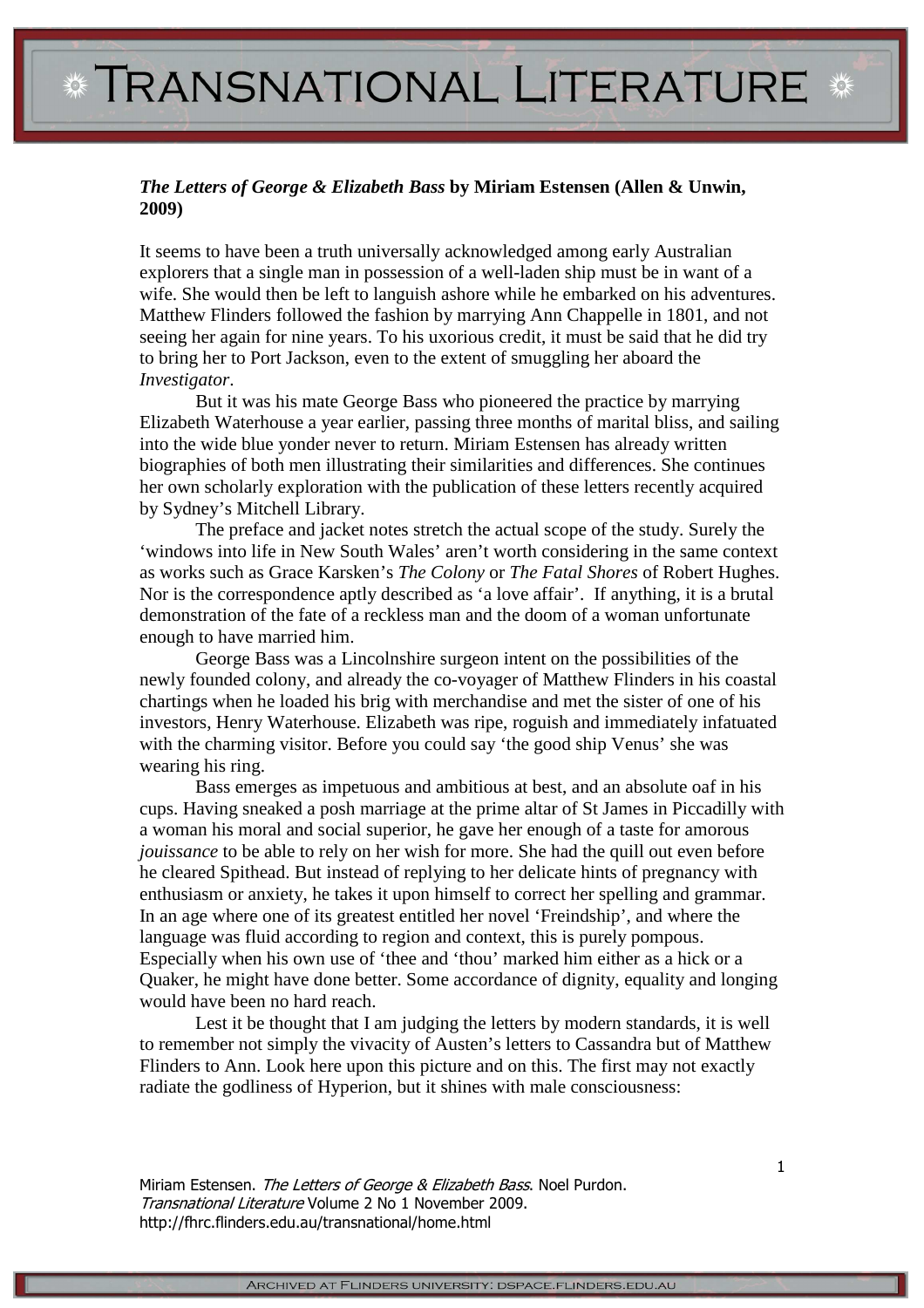***The Letters of George & Elizabeth Bass* by Miriam Estensen (Allen & Unwin, 2009)**

It seems to have been a truth universally acknowledged among early Australian explorers that a single man in possession of a well-laden ship must be in want of a wife. She would then be left to languish ashore while he embarked on his adventures. Matthew Flinders followed the fashion by marrying Ann Chappelle in 1801, and not seeing her again for nine years. To his uxorious credit, it must be said that he did try to bring her to Port Jackson, even to the extent of smuggling her aboard the *Investigator*.

But it was his mate George Bass who pioneered the practice by marrying Elizabeth Waterhouse a year earlier, passing three months of marital bliss, and sailing into the wide blue yonder never to return. Miriam Estensen has already written biographies of both men illustrating their similarities and differences. She continues her own scholarly exploration with the publication of these letters recently acquired by Sydney's Mitchell Library.

The preface and jacket notes stretch the actual scope of the study. Surely the 'windows into life in New South Wales' aren't worth considering in the same context as works such as Grace Karsken's *The Colony* or *The Fatal Shores* of Robert Hughes. Nor is the correspondence aptly described as 'a love affair'. If anything, it is a brutal demonstration of the fate of a reckless man and the doom of a woman unfortunate enough to have married him.

George Bass was a Lincolnshire surgeon intent on the possibilities of the newly founded colony, and already the co-voyager of Matthew Flinders in his coastal chartings when he loaded his brig with merchandise and met the sister of one of his investors, Henry Waterhouse. Elizabeth was ripe, roguish and immediately infatuated with the charming visitor. Before you could say 'the good ship Venus' she was wearing his ring.

Bass emerges as impetuous and ambitious at best, and an absolute oaf in his cups. Having sneaked a posh marriage at the prime altar of St James in Piccadilly with a woman his moral and social superior, he gave her enough of a taste for amorous *jouissance* to be able to rely on her wish for more. She had the quill out even before he cleared Spithead. But instead of replying to her delicate hints of pregnancy with enthusiasm or anxiety, he takes it upon himself to correct her spelling and grammar. In an age where one of its greatest entitled her novel 'Freindship', and where the language was fluid according to region and context, this is purely pompous. Especially when his own use of 'thee and 'thou' marked him either as a hick or a Quaker, he might have done better. Some accordance of dignity, equality and longing would have been no hard reach.

Lest it be thought that I am judging the letters by modern standards, it is well to remember not simply the vivacity of Austen's letters to Cassandra but of Matthew Flinders to Ann. Look here upon this picture and on this. The first may not exactly radiate the godliness of Hyperion, but it shines with male consciousness: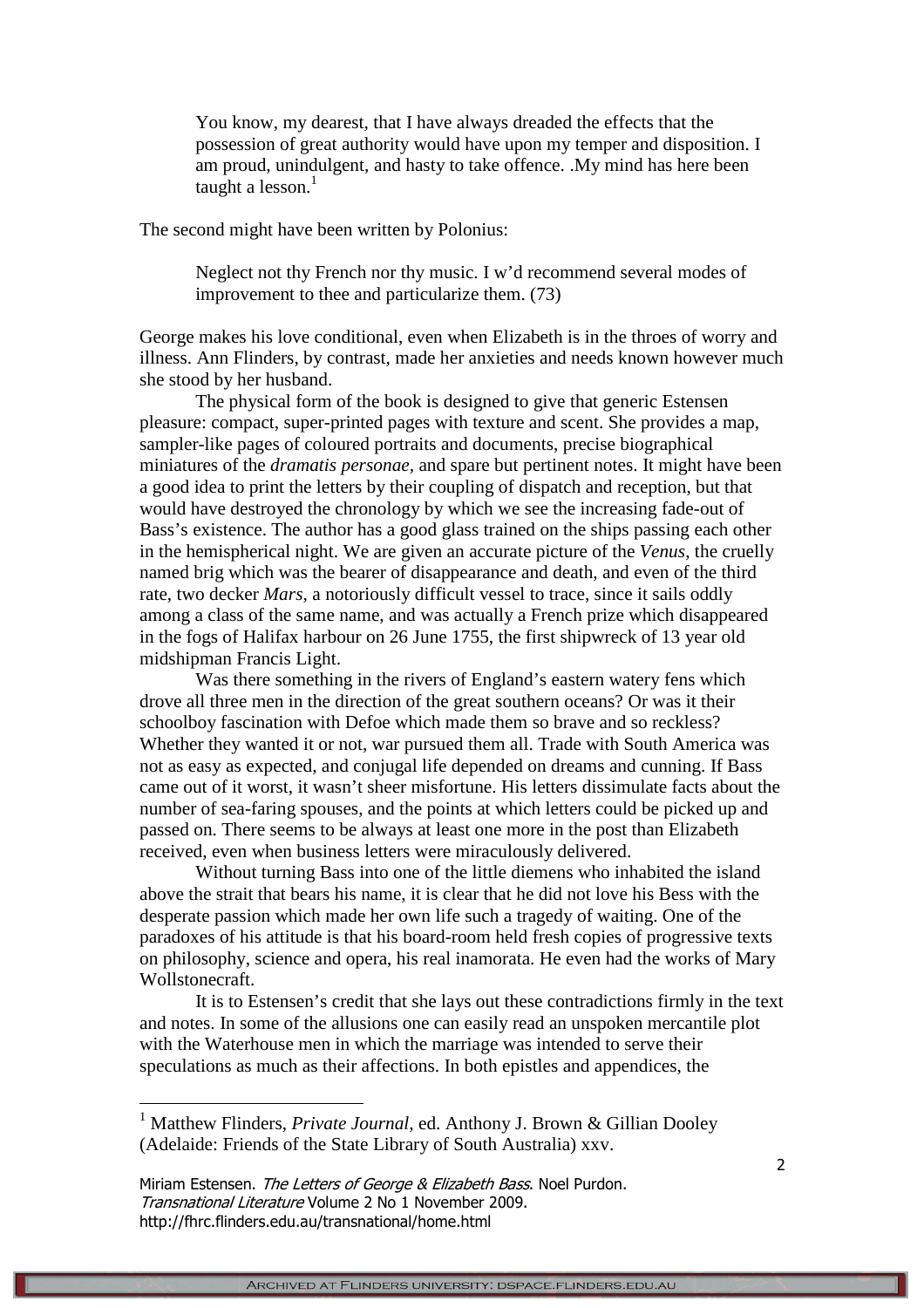> You know, my dearest, that I have always dreaded the effects that the possession of great authority would have upon my temper and disposition. I am proud, unindulgent, and hasty to take offence. .My mind has here been taught a lesson.[1]

The second might have been written by Polonius:

> Neglect not thy French nor thy music. I w'd recommend several modes of improvement to thee and particularize them. (73)

George makes his love conditional, even when Elizabeth is in the throes of worry and illness. Ann Flinders, by contrast, made her anxieties and needs known however much she stood by her husband.

The physical form of the book is designed to give that generic Estensen pleasure: compact, super-printed pages with texture and scent. She provides a map, sampler-like pages of coloured portraits and documents, precise biographical miniatures of the *dramatis personae,* and spare but pertinent notes. It might have been a good idea to print the letters by their coupling of dispatch and reception, but that would have destroyed the chronology by which we see the increasing fade-out of Bass's existence. The author has a good glass trained on the ships passing each other in the hemispherical night. We are given an accurate picture of the *Venus*, the cruelly named brig which was the bearer of disappearance and death, and even of the third rate, two decker *Mars*, a notoriously difficult vessel to trace, since it sails oddly among a class of the same name, and was actually a French prize which disappeared in the fogs of Halifax harbour on 26 June 1755, the first shipwreck of 13 year old midshipman Francis Light.

Was there something in the rivers of England's eastern watery fens which drove all three men in the direction of the great southern oceans? Or was it their schoolboy fascination with Defoe which made them so brave and so reckless? Whether they wanted it or not, war pursued them all. Trade with South America was not as easy as expected, and conjugal life depended on dreams and cunning. If Bass came out of it worst, it wasn't sheer misfortune. His letters dissimulate facts about the number of sea-faring spouses, and the points at which letters could be picked up and passed on. There seems to be always at least one more in the post than Elizabeth received, even when business letters were miraculously delivered.

Without turning Bass into one of the little diemens who inhabited the island above the strait that bears his name, it is clear that he did not love his Bess with the desperate passion which made her own life such a tragedy of waiting. One of the paradoxes of his attitude is that his board-room held fresh copies of progressive texts on philosophy, science and opera, his real inamorata. He even had the works of Mary Wollstonecraft.

It is to Estensen's credit that she lays out these contradictions firmly in the text and notes. In some of the allusions one can easily read an unspoken mercantile plot with the Waterhouse men in which the marriage was intended to serve their speculations as much as their affections. In both epistles and appendices, the

---

[1] Matthew Flinders, *Private Journal*, ed. Anthony J. Brown & Gillian Dooley (Adelaide: Friends of the State Library of South Australia) xxv.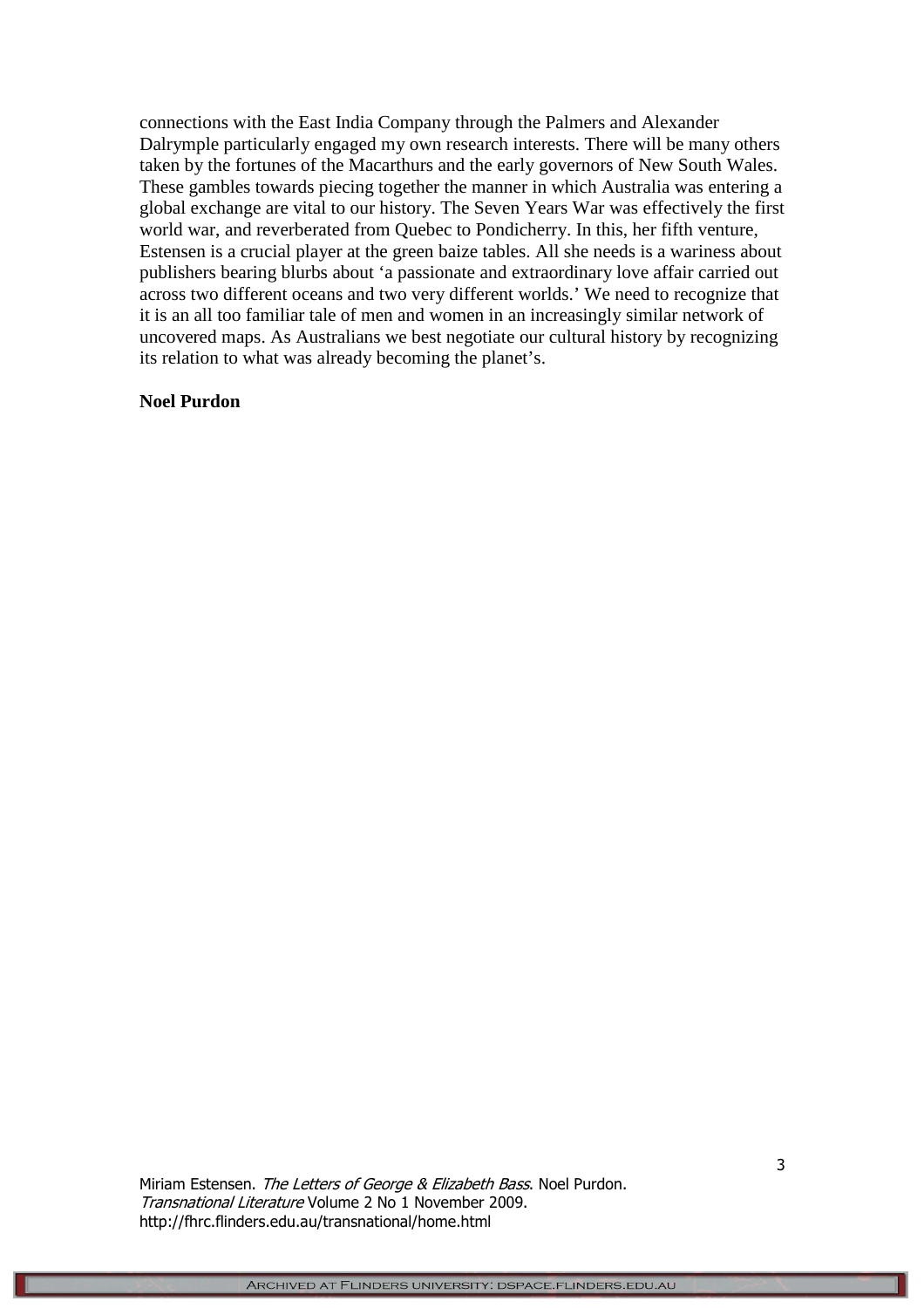connections with the East India Company through the Palmers and Alexander Dalrymple particularly engaged my own research interests. There will be many others taken by the fortunes of the Macarthurs and the early governors of New South Wales. These gambles towards piecing together the manner in which Australia was entering a global exchange are vital to our history. The Seven Years War was effectively the first world war, and reverberated from Quebec to Pondicherry. In this, her fifth venture, Estensen is a crucial player at the green baize tables. All she needs is a wariness about publishers bearing blurbs about 'a passionate and extraordinary love affair carried out across two different oceans and two very different worlds.' We need to recognize that it is an all too familiar tale of men and women in an increasingly similar network of uncovered maps. As Australians we best negotiate our cultural history by recognizing its relation to what was already becoming the planet's.

**Noel Purdon**